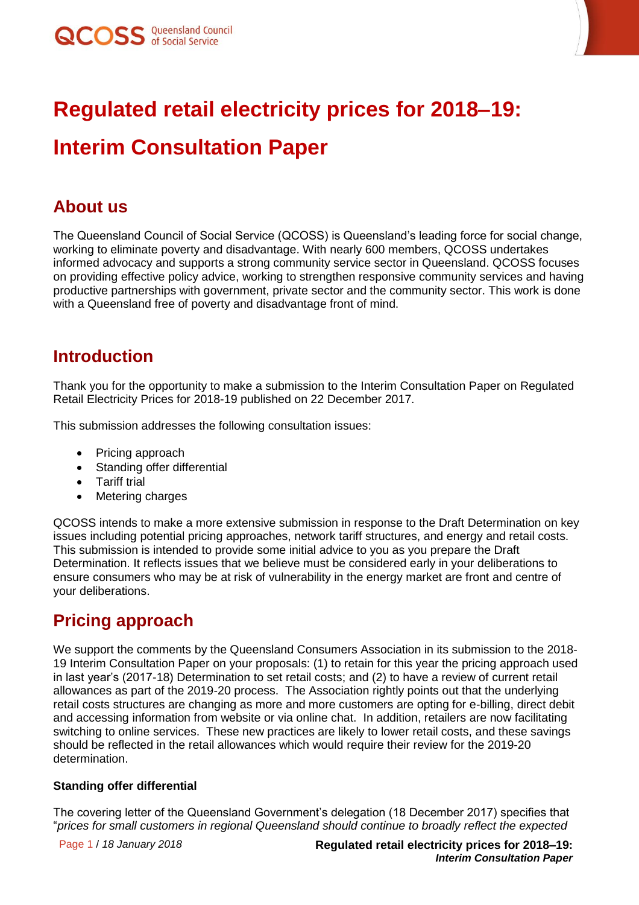# Regulated retail electricity prices for 2018–19: Interim Consultation Paper

## About us

The Queensland Council of Social Service (QCOSS) is Queensland's leading force for social change, working to eliminate poverty and disadvantage. With nearly 600 members, QCOSS undertakes informed advocacy and supports a strong community service sector in Queensland. QCOSS focuses on providing effective policy advice, working to strengthen responsive community services and having productive partnerships with government, private sector and the community sector. This work is done with a Queensland free of poverty and disadvantage front of mind.

## Introduction

Thank you for the opportunity to make a submission to the Interim Consultation Paper on Regulated Retail Electricity Prices for 2018-19 published on 22 December 2017.

This submission addresses the following consultation issues:

- Pricing approach
- Standing offer differential
- Tariff trial
- Metering charges

QCOSS intends to make a more extensive submission in response to the Draft Determination on key issues including potential pricing approaches, network tariff structures, and energy and retail costs. This submission is intended to provide some initial advice to you as you prepare the Draft Determination. It reflects issues that we believe must be considered early in your deliberations to ensure consumers who may be at risk of vulnerability in the energy market are front and centre of your deliberations.

## Pricing approach

We support the comments by the Queensland Consumers Association in its submission to the 2018-19 Interim Consultation Paper on your proposals: (1) to retain for this year the pricing approach used in last year's (2017-18) Determination to set retail costs; and (2) to have a review of current retail allowances as part of the 2019-20 process. The Association rightly points out that the underlying retail costs structures are changing as more and more customers are opting for e-billing, direct debit and accessing information from website or via online chat. In addition, retailers are now facilitating switching to online services. These new practices are likely to lower retail costs, and these savings should be reflected in the retail allowances which would require their review for the 2019-20 determination.

### Standing offer differential

The covering letter of the Queensland Government's delegation (18 December 2017) specifies that "*prices for small customers in regional Queensland should continue to broadly reflect the expected*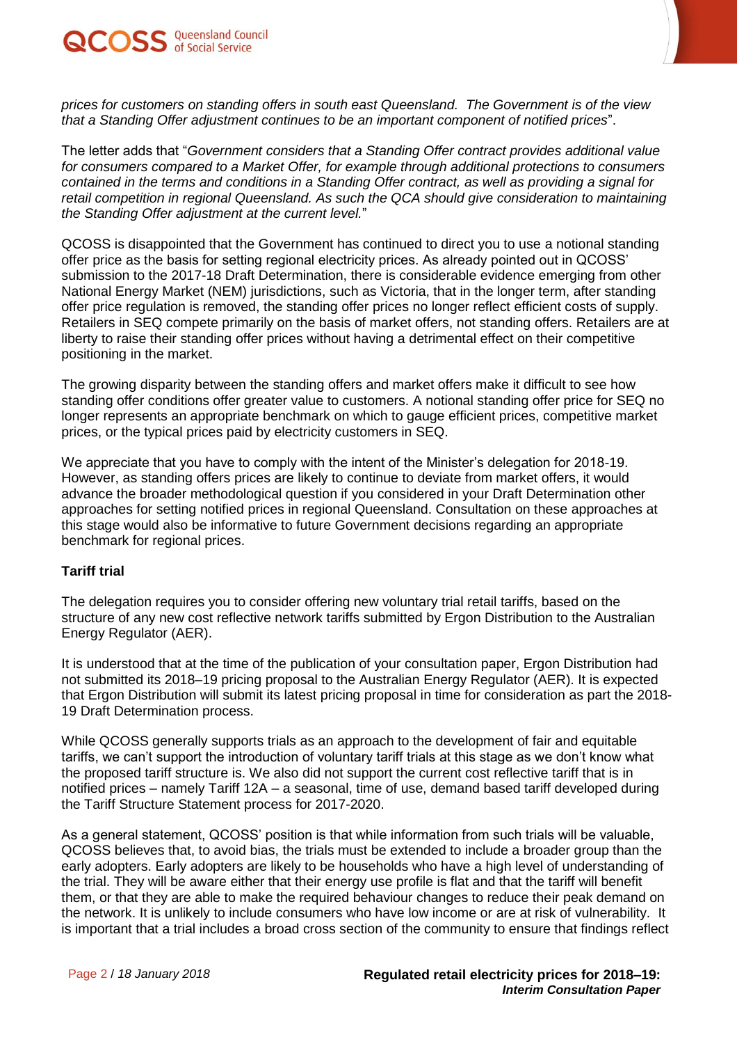*prices for customers on standing offers in south east Queensland. The Government is of the view that a Standing Offer adjustment continues to be an important component of notified prices*".

The letter adds that "*Government considers that a Standing Offer contract provides additional value for consumers compared to a Market Offer, for example through additional protections to consumers contained in the terms and conditions in a Standing Offer contract, as well as providing a signal for retail competition in regional Queensland. As such the QCA should give consideration to maintaining the Standing Offer adjustment at the current level.*"

QCOSS is disappointed that the Government has continued to direct you to use a notional standing offer price as the basis for setting regional electricity prices. As already pointed out in QCOSS' submission to the 2017-18 Draft Determination, there is considerable evidence emerging from other National Energy Market (NEM) jurisdictions, such as Victoria, that in the longer term, after standing offer price regulation is removed, the standing offer prices no longer reflect efficient costs of supply. Retailers in SEQ compete primarily on the basis of market offers, not standing offers. Retailers are at liberty to raise their standing offer prices without having a detrimental effect on their competitive positioning in the market.

The growing disparity between the standing offers and market offers make it difficult to see how standing offer conditions offer greater value to customers. A notional standing offer price for SEQ no longer represents an appropriate benchmark on which to gauge efficient prices, competitive market prices, or the typical prices paid by electricity customers in SEQ.

We appreciate that you have to comply with the intent of the Minister's delegation for 2018-19. However, as standing offers prices are likely to continue to deviate from market offers, it would advance the broader methodological question if you considered in your Draft Determination other approaches for setting notified prices in regional Queensland. Consultation on these approaches at this stage would also be informative to future Government decisions regarding an appropriate benchmark for regional prices.

**Tariff trial**

The delegation requires you to consider offering new voluntary trial retail tariffs, based on the structure of any new cost reflective network tariffs submitted by Ergon Distribution to the Australian Energy Regulator (AER).

It is understood that at the time of the publication of your consultation paper, Ergon Distribution had not submitted its 2018–19 pricing proposal to the Australian Energy Regulator (AER). It is expected that Ergon Distribution will submit its latest pricing proposal in time for consideration as part the 2018-19 Draft Determination process.

While QCOSS generally supports trials as an approach to the development of fair and equitable tariffs, we can't support the introduction of voluntary tariff trials at this stage as we don't know what the proposed tariff structure is. We also did not support the current cost reflective tariff that is in notified prices – namely Tariff 12A – a seasonal, time of use, demand based tariff developed during the Tariff Structure Statement process for 2017-2020.

As a general statement, QCOSS' position is that while information from such trials will be valuable, QCOSS believes that, to avoid bias, the trials must be extended to include a broader group than the early adopters. Early adopters are likely to be households who have a high level of understanding of the trial. They will be aware either that their energy use profile is flat and that the tariff will benefit them, or that they are able to make the required behaviour changes to reduce their peak demand on the network. It is unlikely to include consumers who have low income or are at risk of vulnerability. It is important that a trial includes a broad cross section of the community to ensure that findings reflect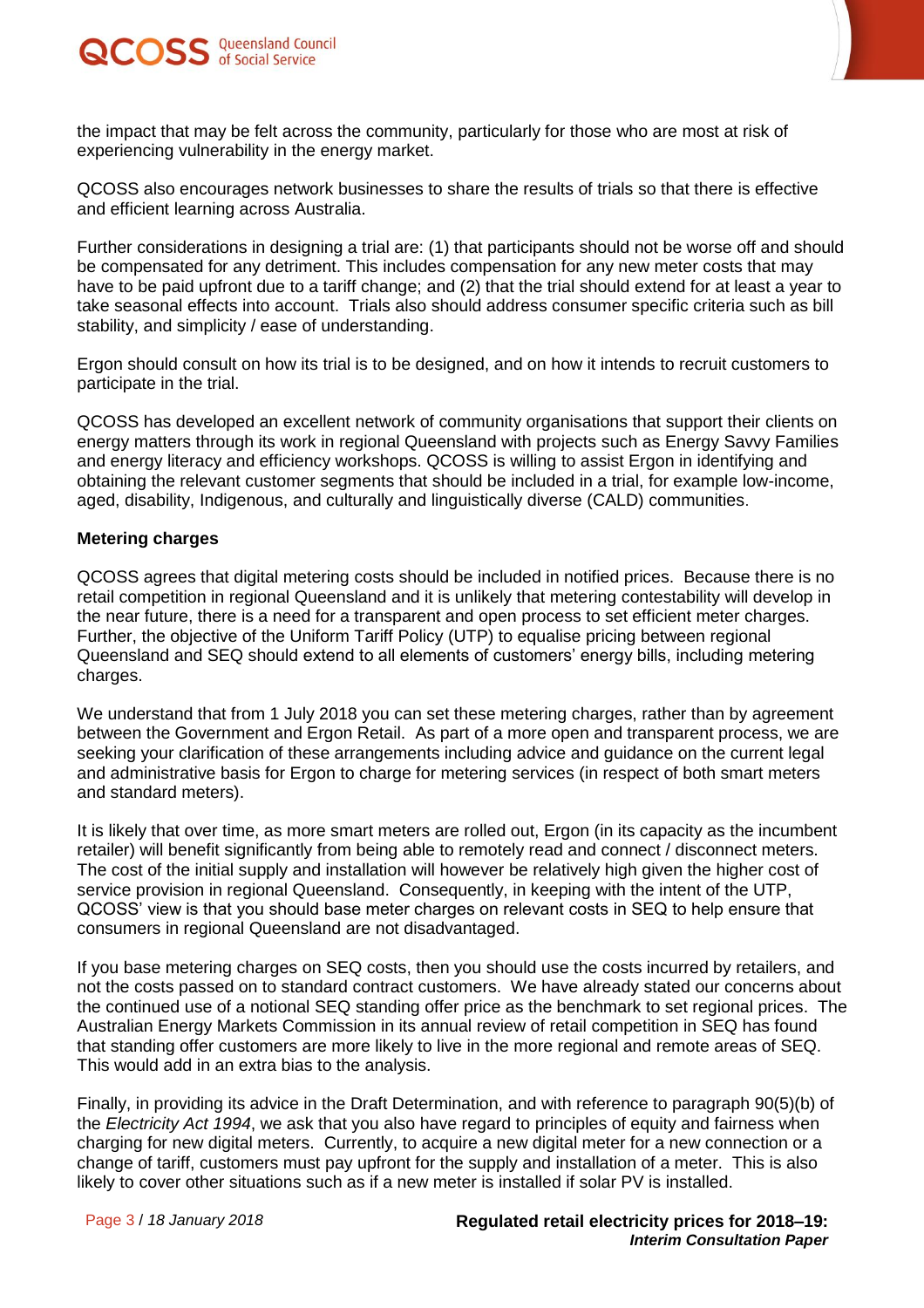the impact that may be felt across the community, particularly for those who are most at risk of experiencing vulnerability in the energy market.

QCOSS also encourages network businesses to share the results of trials so that there is effective and efficient learning across Australia.

Further considerations in designing a trial are: (1) that participants should not be worse off and should be compensated for any detriment. This includes compensation for any new meter costs that may have to be paid upfront due to a tariff change; and (2) that the trial should extend for at least a year to take seasonal effects into account. Trials also should address consumer specific criteria such as bill stability, and simplicity / ease of understanding.

Ergon should consult on how its trial is to be designed, and on how it intends to recruit customers to participate in the trial.

QCOSS has developed an excellent network of community organisations that support their clients on energy matters through its work in regional Queensland with projects such as Energy Savvy Families and energy literacy and efficiency workshops. QCOSS is willing to assist Ergon in identifying and obtaining the relevant customer segments that should be included in a trial, for example low-income, aged, disability, Indigenous, and culturally and linguistically diverse (CALD) communities.

**Metering charges**

QCOSS agrees that digital metering costs should be included in notified prices. Because there is no retail competition in regional Queensland and it is unlikely that metering contestability will develop in the near future, there is a need for a transparent and open process to set efficient meter charges. Further, the objective of the Uniform Tariff Policy (UTP) to equalise pricing between regional Queensland and SEQ should extend to all elements of customers' energy bills, including metering charges.

We understand that from 1 July 2018 you can set these metering charges, rather than by agreement between the Government and Ergon Retail. As part of a more open and transparent process, we are seeking your clarification of these arrangements including advice and guidance on the current legal and administrative basis for Ergon to charge for metering services (in respect of both smart meters and standard meters).

It is likely that over time, as more smart meters are rolled out, Ergon (in its capacity as the incumbent retailer) will benefit significantly from being able to remotely read and connect / disconnect meters. The cost of the initial supply and installation will however be relatively high given the higher cost of service provision in regional Queensland. Consequently, in keeping with the intent of the UTP, QCOSS' view is that you should base meter charges on relevant costs in SEQ to help ensure that consumers in regional Queensland are not disadvantaged.

If you base metering charges on SEQ costs, then you should use the costs incurred by retailers, and not the costs passed on to standard contract customers. We have already stated our concerns about the continued use of a notional SEQ standing offer price as the benchmark to set regional prices. The Australian Energy Markets Commission in its annual review of retail competition in SEQ has found that standing offer customers are more likely to live in the more regional and remote areas of SEQ. This would add in an extra bias to the analysis.

Finally, in providing its advice in the Draft Determination, and with reference to paragraph 90(5)(b) of the *Electricity Act 1994*, we ask that you also have regard to principles of equity and fairness when charging for new digital meters. Currently, to acquire a new digital meter for a new connection or a change of tariff, customers must pay upfront for the supply and installation of a meter. This is also likely to cover other situations such as if a new meter is installed if solar PV is installed.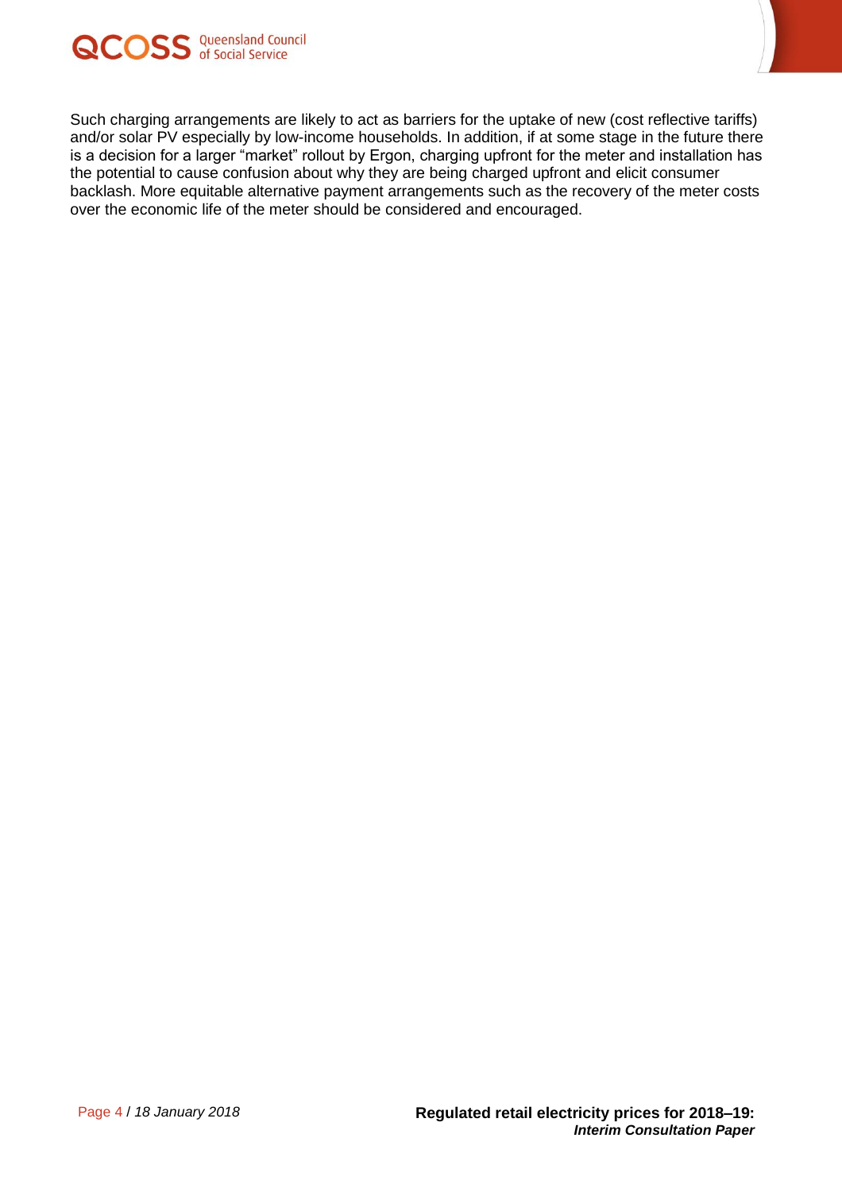Such charging arrangements are likely to act as barriers for the uptake of new (cost reflective tariffs) and/or solar PV especially by low-income households. In addition, if at some stage in the future there is a decision for a larger "market" rollout by Ergon, charging upfront for the meter and installation has the potential to cause confusion about why they are being charged upfront and elicit consumer backlash. More equitable alternative payment arrangements such as the recovery of the meter costs over the economic life of the meter should be considered and encouraged.